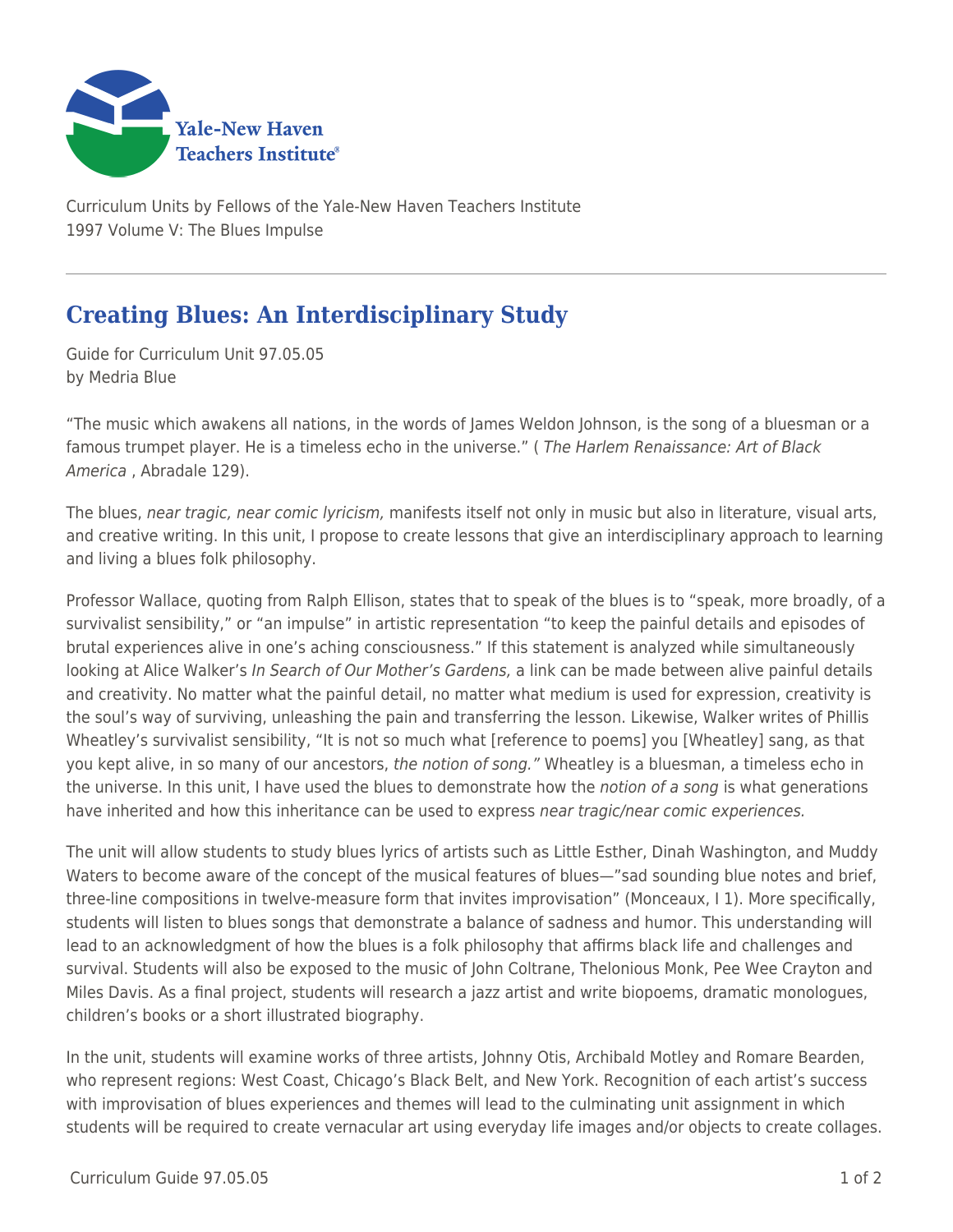Curriculum Units by Fellows of the Yale-New Haven Teachers Institute
1997 Volume V: The Blues Impulse

# Creating Blues: An Interdisciplinary Study

Guide for Curriculum Unit 97.05.05
by Medria Blue

"The music which awakens all nations, in the words of James Weldon Johnson, is the song of a bluesman or a famous trumpet player. He is a timeless echo in the universe." ( *The Harlem Renaissance: Art of Black America* , Abradale 129).

The blues, *near tragic, near comic lyricism,* manifests itself not only in music but also in literature, visual arts, and creative writing. In this unit, I propose to create lessons that give an interdisciplinary approach to learning and living a blues folk philosophy.

Professor Wallace, quoting from Ralph Ellison, states that to speak of the blues is to "speak, more broadly, of a survivalist sensibility," or "an impulse" in artistic representation "to keep the painful details and episodes of brutal experiences alive in one's aching consciousness." If this statement is analyzed while simultaneously looking at Alice Walker's *In Search of Our Mother's Gardens,* a link can be made between alive painful details and creativity. No matter what the painful detail, no matter what medium is used for expression, creativity is the soul's way of surviving, unleashing the pain and transferring the lesson. Likewise, Walker writes of Phillis Wheatley's survivalist sensibility, "It is not so much what [reference to poems] you [Wheatley] sang, as that you kept alive, in so many of our ancestors, *the notion of song."* Wheatley is a bluesman, a timeless echo in the universe. In this unit, I have used the blues to demonstrate how the *notion of a song* is what generations have inherited and how this inheritance can be used to express *near tragic/near comic experiences.*

The unit will allow students to study blues lyrics of artists such as Little Esther, Dinah Washington, and Muddy Waters to become aware of the concept of the musical features of blues—"sad sounding blue notes and brief, three-line compositions in twelve-measure form that invites improvisation" (Monceaux, I 1). More specifically, students will listen to blues songs that demonstrate a balance of sadness and humor. This understanding will lead to an acknowledgment of how the blues is a folk philosophy that affirms black life and challenges and survival. Students will also be exposed to the music of John Coltrane, Thelonious Monk, Pee Wee Crayton and Miles Davis. As a final project, students will research a jazz artist and write biopoems, dramatic monologues, children's books or a short illustrated biography.

In the unit, students will examine works of three artists, Johnny Otis, Archibald Motley and Romare Bearden, who represent regions: West Coast, Chicago's Black Belt, and New York. Recognition of each artist's success with improvisation of blues experiences and themes will lead to the culminating unit assignment in which students will be required to create vernacular art using everyday life images and/or objects to create collages.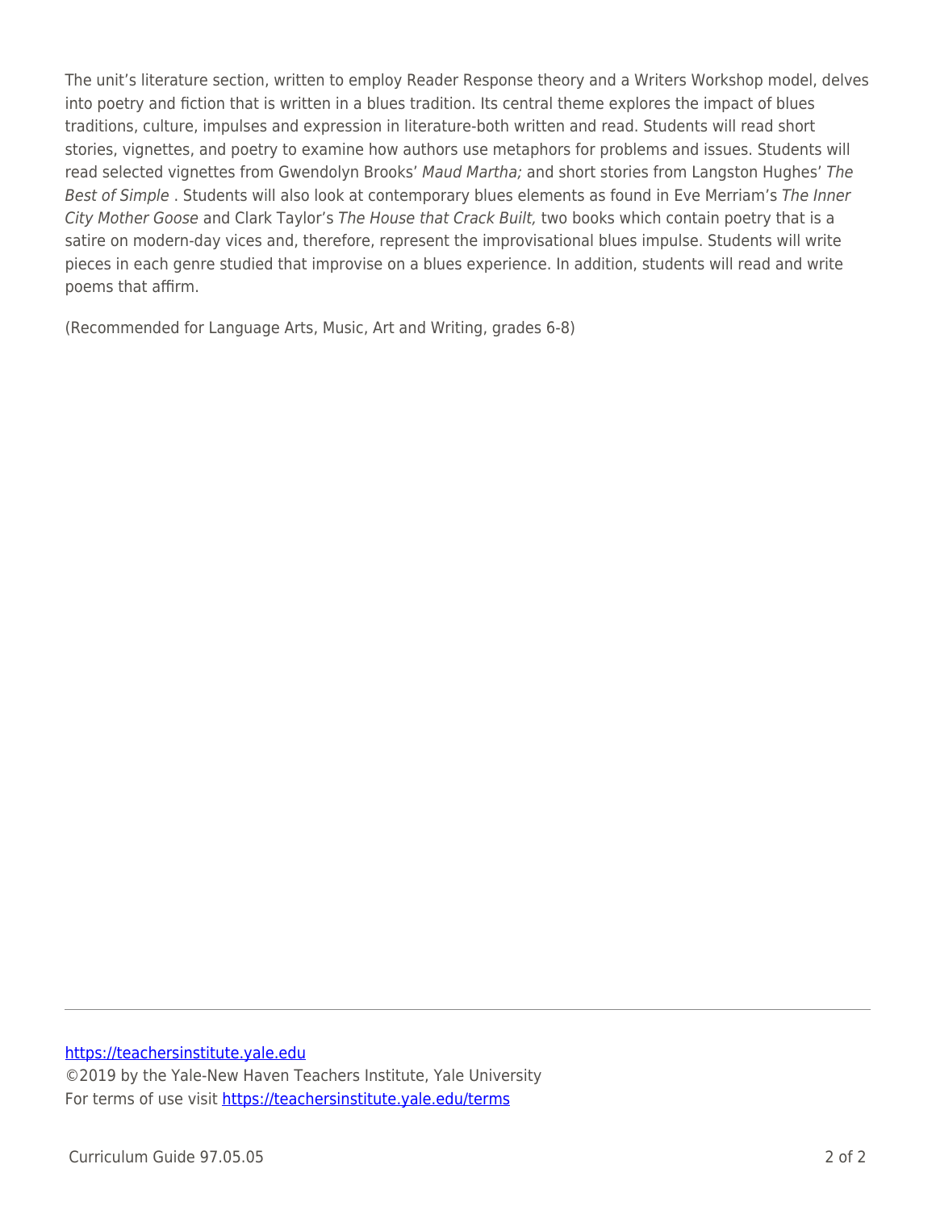The unit's literature section, written to employ Reader Response theory and a Writers Workshop model, delves into poetry and fiction that is written in a blues tradition. Its central theme explores the impact of blues traditions, culture, impulses and expression in literature-both written and read. Students will read short stories, vignettes, and poetry to examine how authors use metaphors for problems and issues. Students will read selected vignettes from Gwendolyn Brooks' *Maud Martha;* and short stories from Langston Hughes' *The Best of Simple* . Students will also look at contemporary blues elements as found in Eve Merriam's *The Inner City Mother Goose* and Clark Taylor's *The House that Crack Built,* two books which contain poetry that is a satire on modern-day vices and, therefore, represent the improvisational blues impulse. Students will write pieces in each genre studied that improvise on a blues experience. In addition, students will read and write poems that affirm.

(Recommended for Language Arts, Music, Art and Writing, grades 6-8)

https://teachersinstitute.yale.edu
©2019 by the Yale-New Haven Teachers Institute, Yale University
For terms of use visit https://teachersinstitute.yale.edu/terms

Curriculum Guide 97.05.05